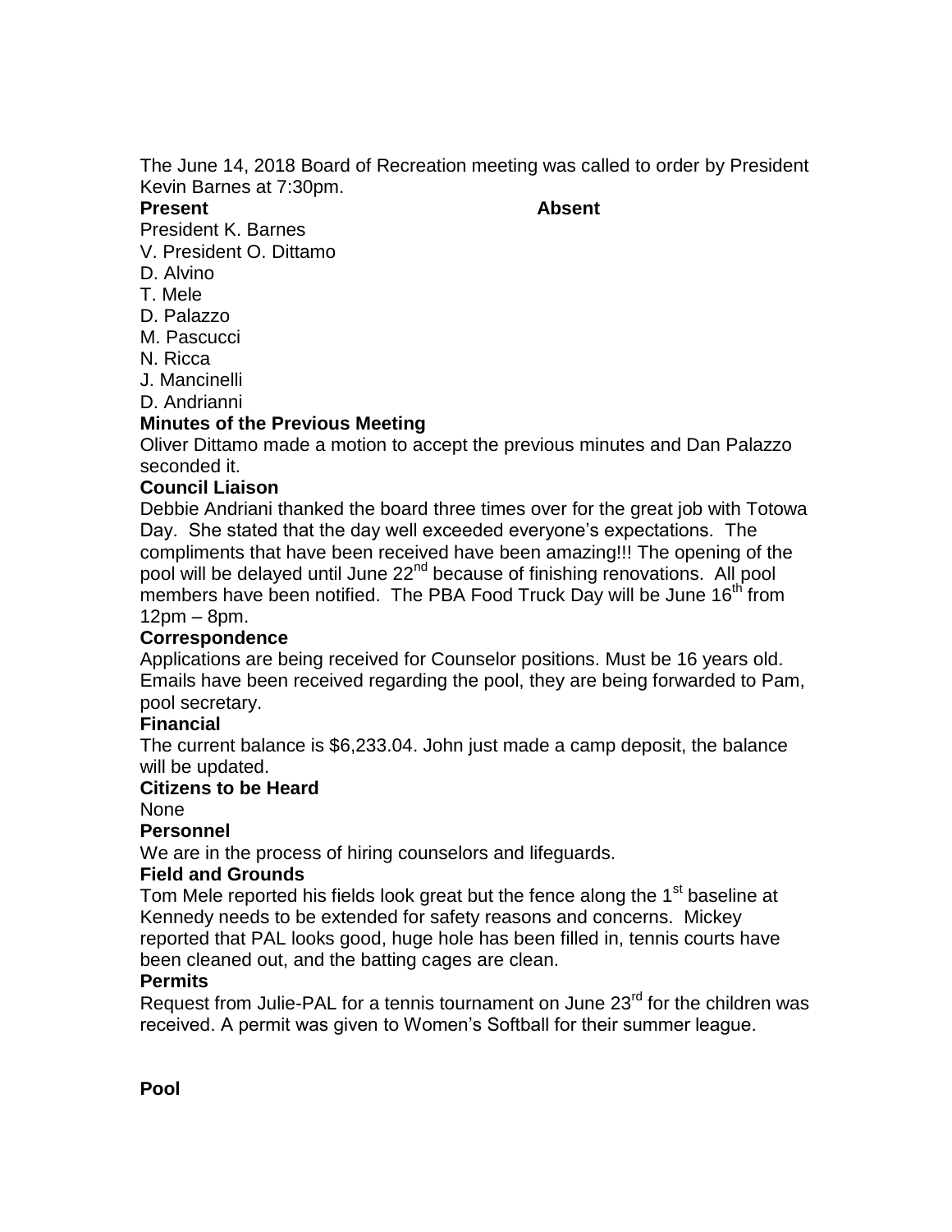The June 14, 2018 Board of Recreation meeting was called to order by President Kevin Barnes at 7:30pm.

| **Present** | **Absent** |
|---|---|
| President K. Barnes | |
| V. President O. Dittamo | |
| D. Alvino | |
| T. Mele | |
| D. Palazzo | |
| M. Pascucci | |
| N. Ricca | |
| J. Mancinelli | |
| D. Andrianni | |

**Minutes of the Previous Meeting**

Oliver Dittamo made a motion to accept the previous minutes and Dan Palazzo seconded it.

**Council Liaison**

Debbie Andriani thanked the board three times over for the great job with Totowa Day. She stated that the day well exceeded everyone's expectations. The compliments that have been received have been amazing!!! The opening of the pool will be delayed until June 22nd because of finishing renovations. All pool members have been notified. The PBA Food Truck Day will be June 16th from 12pm – 8pm.

**Correspondence**

Applications are being received for Counselor positions. Must be 16 years old. Emails have been received regarding the pool, they are being forwarded to Pam, pool secretary.

**Financial**

The current balance is $6,233.04. John just made a camp deposit, the balance will be updated.

**Citizens to be Heard**

None

**Personnel**

We are in the process of hiring counselors and lifeguards.

**Field and Grounds**

Tom Mele reported his fields look great but the fence along the 1st baseline at Kennedy needs to be extended for safety reasons and concerns. Mickey reported that PAL looks good, huge hole has been filled in, tennis courts have been cleaned out, and the batting cages are clean.

**Permits**

Request from Julie-PAL for a tennis tournament on June 23rd for the children was received. A permit was given to Women's Softball for their summer league.

**Pool**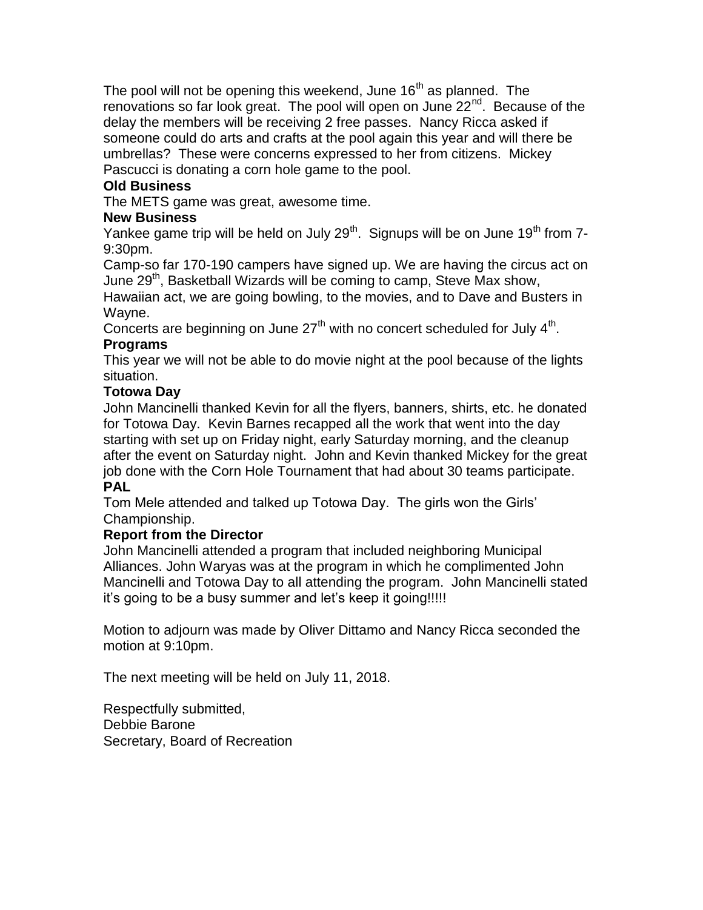The pool will not be opening this weekend, June 16th as planned. The renovations so far look great. The pool will open on June 22nd. Because of the delay the members will be receiving 2 free passes. Nancy Ricca asked if someone could do arts and crafts at the pool again this year and will there be umbrellas? These were concerns expressed to her from citizens. Mickey Pascucci is donating a corn hole game to the pool.

**Old Business**

The METS game was great, awesome time.

**New Business**

Yankee game trip will be held on July 29th. Signups will be on June 19th from 7-9:30pm.

Camp-so far 170-190 campers have signed up. We are having the circus act on June 29th, Basketball Wizards will be coming to camp, Steve Max show, Hawaiian act, we are going bowling, to the movies, and to Dave and Busters in Wayne.

Concerts are beginning on June 27th with no concert scheduled for July 4th.

**Programs**

This year we will not be able to do movie night at the pool because of the lights situation.

**Totowa Day**

John Mancinelli thanked Kevin for all the flyers, banners, shirts, etc. he donated for Totowa Day. Kevin Barnes recapped all the work that went into the day starting with set up on Friday night, early Saturday morning, and the cleanup after the event on Saturday night. John and Kevin thanked Mickey for the great job done with the Corn Hole Tournament that had about 30 teams participate.

**PAL**

Tom Mele attended and talked up Totowa Day. The girls won the Girls' Championship.

**Report from the Director**

John Mancinelli attended a program that included neighboring Municipal Alliances. John Waryas was at the program in which he complimented John Mancinelli and Totowa Day to all attending the program. John Mancinelli stated it's going to be a busy summer and let's keep it going!!!!!

Motion to adjourn was made by Oliver Dittamo and Nancy Ricca seconded the motion at 9:10pm.

The next meeting will be held on July 11, 2018.

Respectfully submitted,
Debbie Barone
Secretary, Board of Recreation